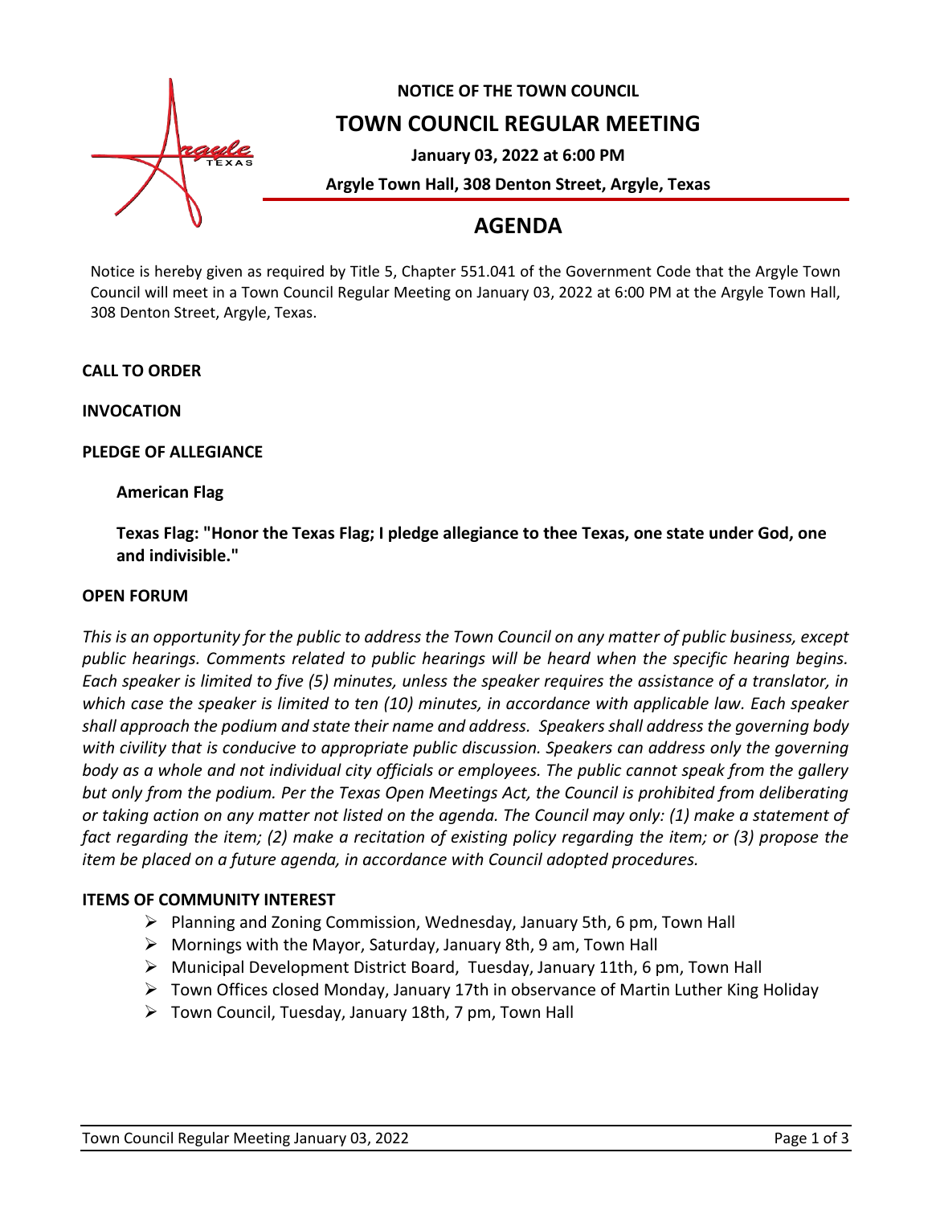**NOTICE OF THE TOWN COUNCIL**

# TOWN COUNCIL REGULAR MEETING

**January 03, 2022 at 6:00 PM**

**Argyle Town Hall, 308 Denton Street, Argyle, Texas**

# AGENDA

Notice is hereby given as required by Title 5, Chapter 551.041 of the Government Code that the Argyle Town Council will meet in a Town Council Regular Meeting on January 03, 2022 at 6:00 PM at the Argyle Town Hall, 308 Denton Street, Argyle, Texas.

**CALL TO ORDER**

**INVOCATION**

**PLEDGE OF ALLEGIANCE**

**American Flag**

**Texas Flag: "Honor the Texas Flag; I pledge allegiance to thee Texas, one state under God, one and indivisible."**

**OPEN FORUM**

*This is an opportunity for the public to address the Town Council on any matter of public business, except public hearings. Comments related to public hearings will be heard when the specific hearing begins. Each speaker is limited to five (5) minutes, unless the speaker requires the assistance of a translator, in which case the speaker is limited to ten (10) minutes, in accordance with applicable law. Each speaker shall approach the podium and state their name and address. Speakers shall address the governing body with civility that is conducive to appropriate public discussion. Speakers can address only the governing body as a whole and not individual city officials or employees. The public cannot speak from the gallery but only from the podium. Per the Texas Open Meetings Act, the Council is prohibited from deliberating or taking action on any matter not listed on the agenda. The Council may only: (1) make a statement of fact regarding the item; (2) make a recitation of existing policy regarding the item; or (3) propose the item be placed on a future agenda, in accordance with Council adopted procedures.*

**ITEMS OF COMMUNITY INTEREST**

- Planning and Zoning Commission, Wednesday, January 5th, 6 pm, Town Hall
- Mornings with the Mayor, Saturday, January 8th, 9 am, Town Hall
- Municipal Development District Board, Tuesday, January 11th, 6 pm, Town Hall
- Town Offices closed Monday, January 17th in observance of Martin Luther King Holiday
- Town Council, Tuesday, January 18th, 7 pm, Town Hall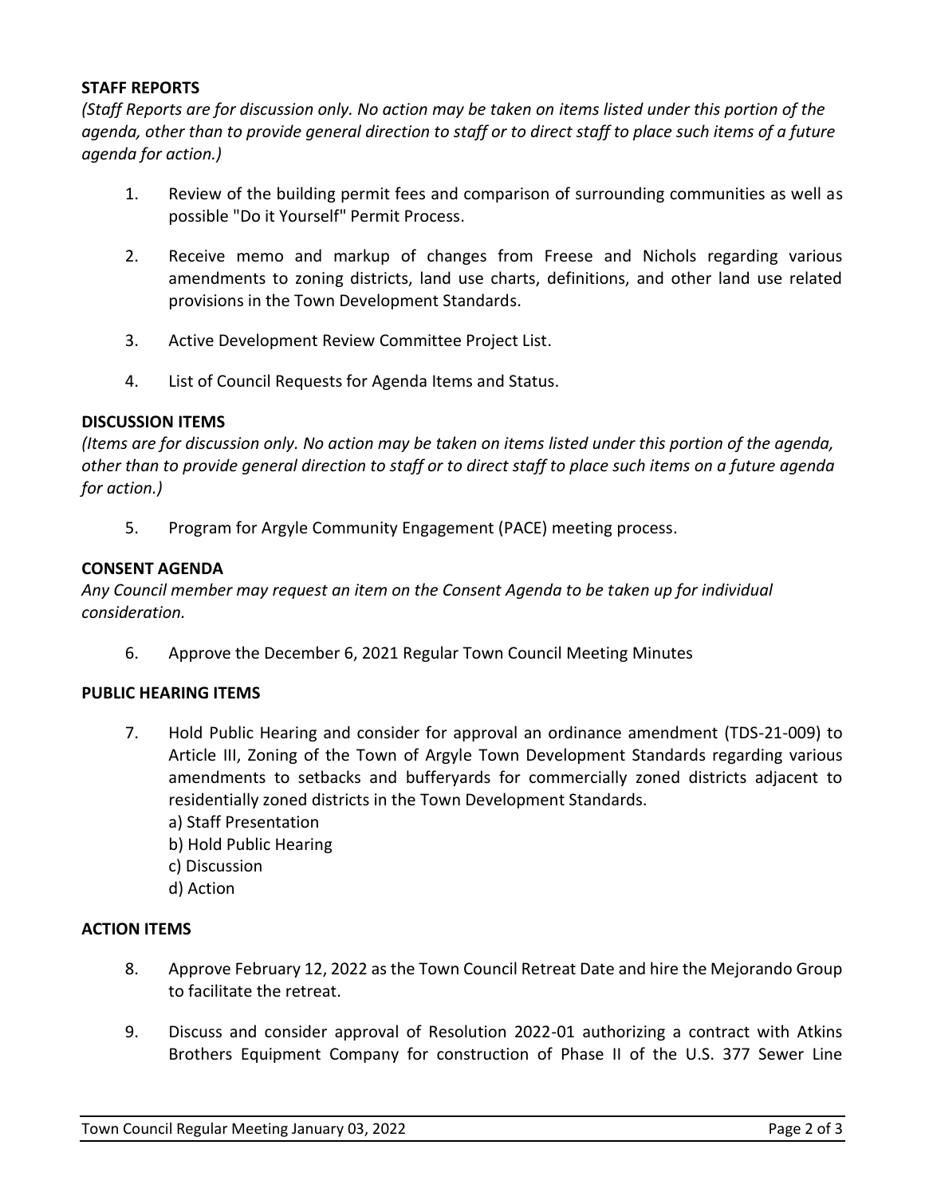**STAFF REPORTS**

*(Staff Reports are for discussion only. No action may be taken on items listed under this portion of the agenda, other than to provide general direction to staff or to direct staff to place such items of a future agenda for action.)*

1. Review of the building permit fees and comparison of surrounding communities as well as possible "Do it Yourself" Permit Process.

2. Receive memo and markup of changes from Freese and Nichols regarding various amendments to zoning districts, land use charts, definitions, and other land use related provisions in the Town Development Standards.

3. Active Development Review Committee Project List.

4. List of Council Requests for Agenda Items and Status.

**DISCUSSION ITEMS**

*(Items are for discussion only. No action may be taken on items listed under this portion of the agenda, other than to provide general direction to staff or to direct staff to place such items on a future agenda for action.)*

5. Program for Argyle Community Engagement (PACE) meeting process.

**CONSENT AGENDA**

*Any Council member may request an item on the Consent Agenda to be taken up for individual consideration.*

6. Approve the December 6, 2021 Regular Town Council Meeting Minutes

**PUBLIC HEARING ITEMS**

7. Hold Public Hearing and consider for approval an ordinance amendment (TDS-21-009) to Article III, Zoning of the Town of Argyle Town Development Standards regarding various amendments to setbacks and bufferyards for commercially zoned districts adjacent to residentially zoned districts in the Town Development Standards.
   a) Staff Presentation
   b) Hold Public Hearing
   c) Discussion
   d) Action

**ACTION ITEMS**

8. Approve February 12, 2022 as the Town Council Retreat Date and hire the Mejorando Group to facilitate the retreat.

9. Discuss and consider approval of Resolution 2022-01 authorizing a contract with Atkins Brothers Equipment Company for construction of Phase II of the U.S. 377 Sewer Line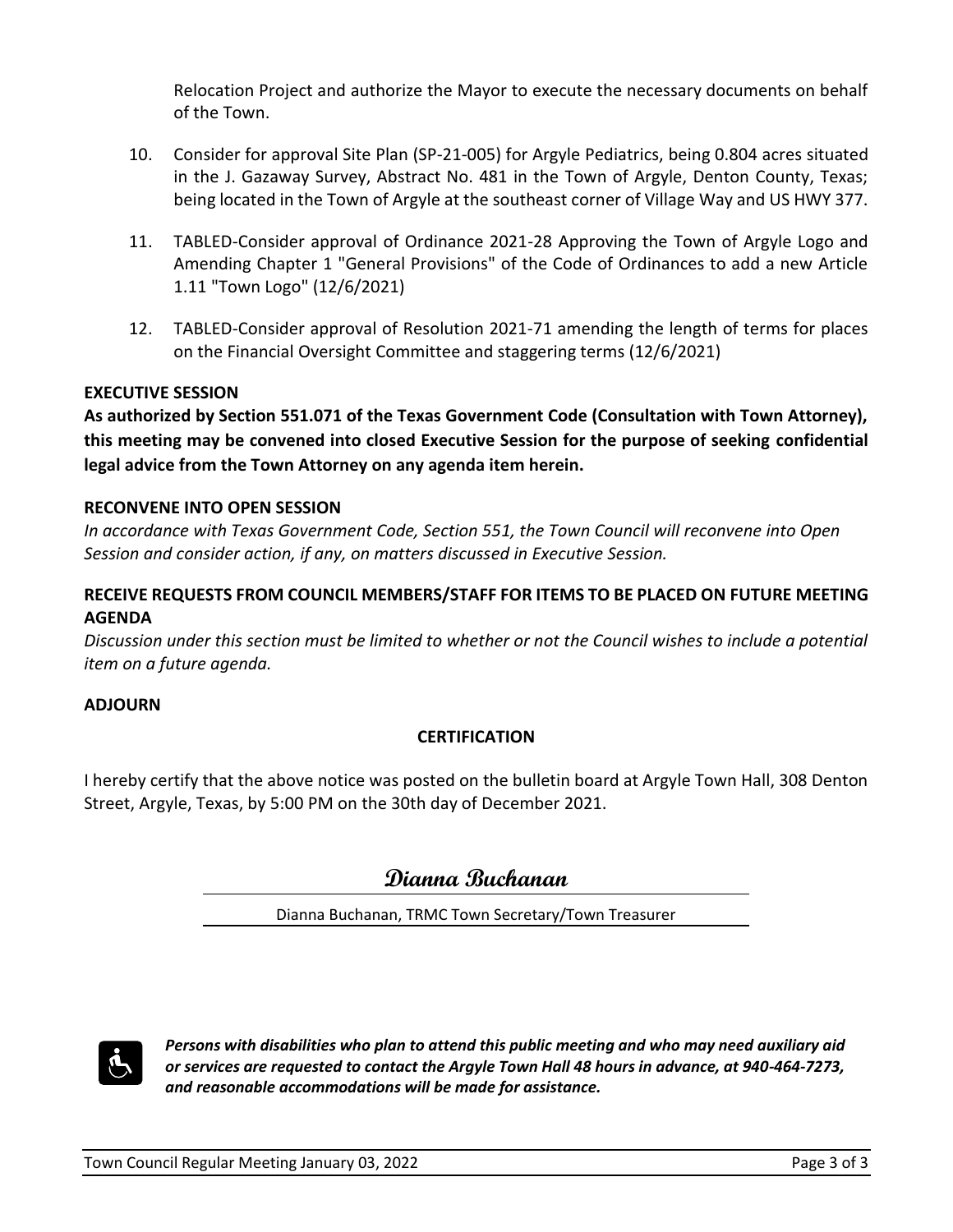Relocation Project and authorize the Mayor to execute the necessary documents on behalf of the Town.

10. Consider for approval Site Plan (SP-21-005) for Argyle Pediatrics, being 0.804 acres situated in the J. Gazaway Survey, Abstract No. 481 in the Town of Argyle, Denton County, Texas; being located in the Town of Argyle at the southeast corner of Village Way and US HWY 377.

11. TABLED-Consider approval of Ordinance 2021-28 Approving the Town of Argyle Logo and Amending Chapter 1 "General Provisions" of the Code of Ordinances to add a new Article 1.11 "Town Logo" (12/6/2021)

12. TABLED-Consider approval of Resolution 2021-71 amending the length of terms for places on the Financial Oversight Committee and staggering terms (12/6/2021)

**EXECUTIVE SESSION**

**As authorized by Section 551.071 of the Texas Government Code (Consultation with Town Attorney), this meeting may be convened into closed Executive Session for the purpose of seeking confidential legal advice from the Town Attorney on any agenda item herein.**

**RECONVENE INTO OPEN SESSION**

*In accordance with Texas Government Code, Section 551, the Town Council will reconvene into Open Session and consider action, if any, on matters discussed in Executive Session.*

**RECEIVE REQUESTS FROM COUNCIL MEMBERS/STAFF FOR ITEMS TO BE PLACED ON FUTURE MEETING AGENDA**

*Discussion under this section must be limited to whether or not the Council wishes to include a potential item on a future agenda.*

**ADJOURN**

**CERTIFICATION**

I hereby certify that the above notice was posted on the bulletin board at Argyle Town Hall, 308 Denton Street, Argyle, Texas, by 5:00 PM on the 30th day of December 2021.

Dianna Buchanan

Dianna Buchanan, TRMC Town Secretary/Town Treasurer

***Persons with disabilities who plan to attend this public meeting and who may need auxiliary aid or services are requested to contact the Argyle Town Hall 48 hours in advance, at 940-464-7273, and reasonable accommodations will be made for assistance.***